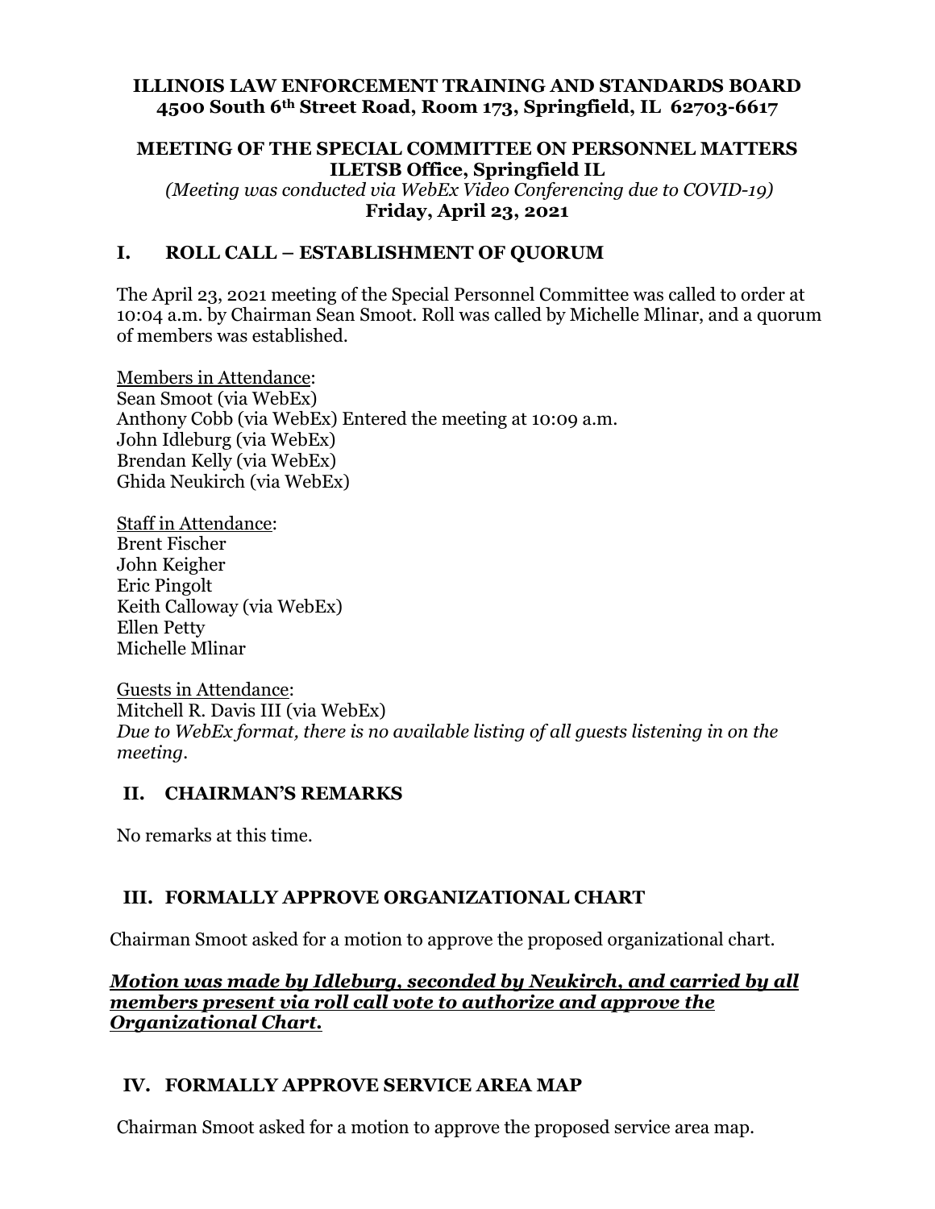**ILLINOIS LAW ENFORCEMENT TRAINING AND STANDARDS BOARD**
**4500 South 6th Street Road, Room 173, Springfield, IL 62703-6617**

**MEETING OF THE SPECIAL COMMITTEE ON PERSONNEL MATTERS**
**ILETSB Office, Springfield IL**
*(Meeting was conducted via WebEx Video Conferencing due to COVID-19)*
**Friday, April 23, 2021**

## I. ROLL CALL – ESTABLISHMENT OF QUORUM

The April 23, 2021 meeting of the Special Personnel Committee was called to order at 10:04 a.m. by Chairman Sean Smoot. Roll was called by Michelle Mlinar, and a quorum of members was established.

Members in Attendance:
Sean Smoot (via WebEx)
Anthony Cobb (via WebEx) Entered the meeting at 10:09 a.m.
John Idleburg (via WebEx)
Brendan Kelly (via WebEx)
Ghida Neukirch (via WebEx)

Staff in Attendance:
Brent Fischer
John Keigher
Eric Pingolt
Keith Calloway (via WebEx)
Ellen Petty
Michelle Mlinar

Guests in Attendance:
Mitchell R. Davis III (via WebEx)
*Due to WebEx format, there is no available listing of all guests listening in on the meeting.*

## II. CHAIRMAN'S REMARKS

No remarks at this time.

## III. FORMALLY APPROVE ORGANIZATIONAL CHART

Chairman Smoot asked for a motion to approve the proposed organizational chart.

***Motion was made by Idleburg, seconded by Neukirch, and carried by all members present via roll call vote to authorize and approve the Organizational Chart.***

## IV. FORMALLY APPROVE SERVICE AREA MAP

Chairman Smoot asked for a motion to approve the proposed service area map.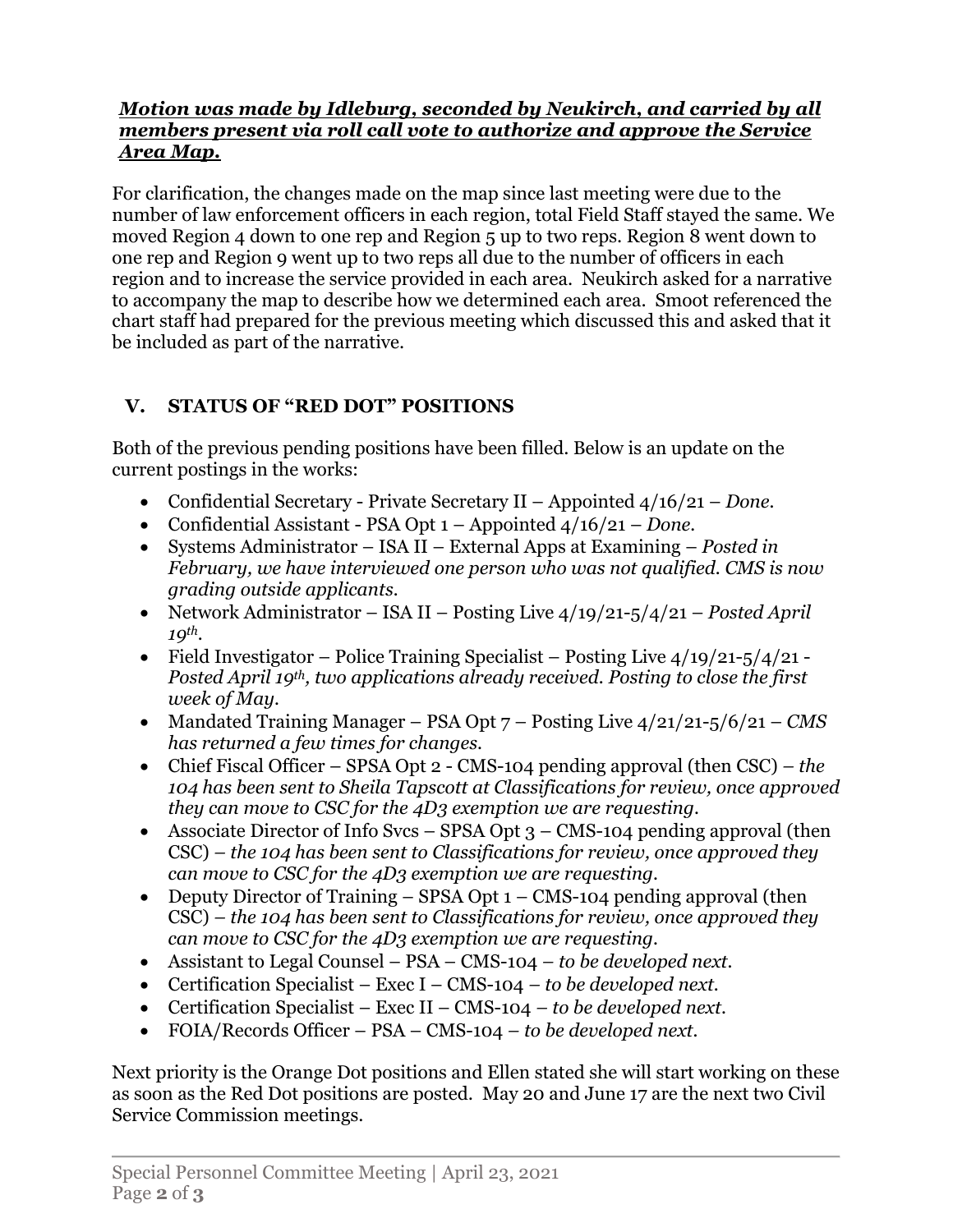***Motion was made by Idleburg, seconded by Neukirch, and carried by all members present via roll call vote to authorize and approve the Service Area Map.***

For clarification, the changes made on the map since last meeting were due to the number of law enforcement officers in each region, total Field Staff stayed the same. We moved Region 4 down to one rep and Region 5 up to two reps. Region 8 went down to one rep and Region 9 went up to two reps all due to the number of officers in each region and to increase the service provided in each area. Neukirch asked for a narrative to accompany the map to describe how we determined each area. Smoot referenced the chart staff had prepared for the previous meeting which discussed this and asked that it be included as part of the narrative.

## V. STATUS OF "RED DOT" POSITIONS

Both of the previous pending positions have been filled. Below is an update on the current postings in the works:

- Confidential Secretary - Private Secretary II – Appointed 4/16/21 – *Done.*
- Confidential Assistant - PSA Opt 1 – Appointed 4/16/21 – *Done.*
- Systems Administrator – ISA II – External Apps at Examining – *Posted in February, we have interviewed one person who was not qualified. CMS is now grading outside applicants.*
- Network Administrator – ISA II – Posting Live 4/19/21-5/4/21 – *Posted April 19th.*
- Field Investigator – Police Training Specialist – Posting Live 4/19/21-5/4/21 - *Posted April 19th, two applications already received. Posting to close the first week of May.*
- Mandated Training Manager – PSA Opt 7 – Posting Live 4/21/21-5/6/21 – *CMS has returned a few times for changes.*
- Chief Fiscal Officer – SPSA Opt 2 - CMS-104 pending approval (then CSC) – *the 104 has been sent to Sheila Tapscott at Classifications for review, once approved they can move to CSC for the 4D3 exemption we are requesting.*
- Associate Director of Info Svcs – SPSA Opt 3 – CMS-104 pending approval (then CSC) – *the 104 has been sent to Classifications for review, once approved they can move to CSC for the 4D3 exemption we are requesting.*
- Deputy Director of Training – SPSA Opt 1 – CMS-104 pending approval (then CSC) – *the 104 has been sent to Classifications for review, once approved they can move to CSC for the 4D3 exemption we are requesting.*
- Assistant to Legal Counsel – PSA – CMS-104 – *to be developed next.*
- Certification Specialist – Exec I – CMS-104 – *to be developed next.*
- Certification Specialist – Exec II – CMS-104 – *to be developed next.*
- FOIA/Records Officer – PSA – CMS-104 – *to be developed next.*

Next priority is the Orange Dot positions and Ellen stated she will start working on these as soon as the Red Dot positions are posted. May 20 and June 17 are the next two Civil Service Commission meetings.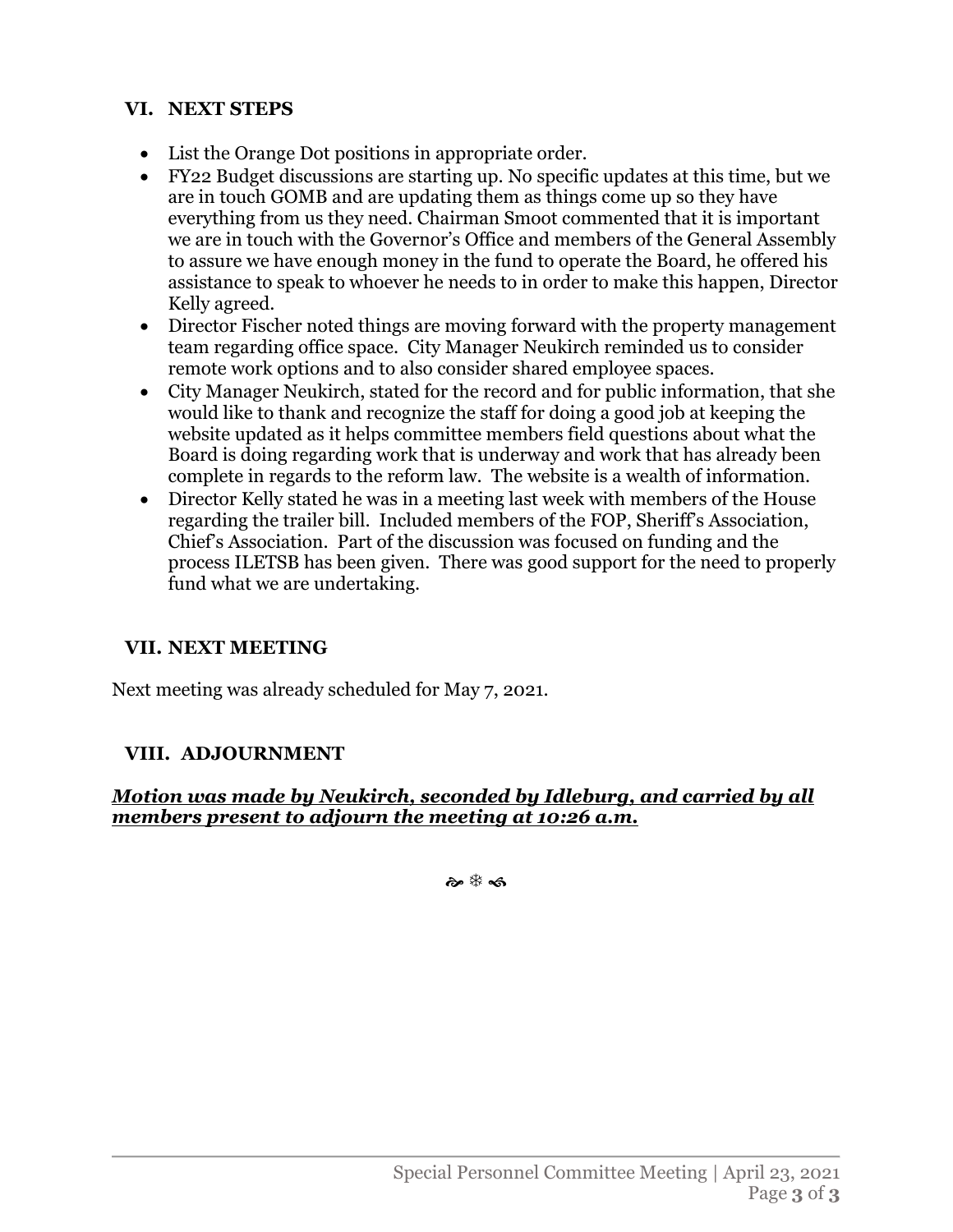## VI. NEXT STEPS

- List the Orange Dot positions in appropriate order.
- FY22 Budget discussions are starting up. No specific updates at this time, but we are in touch GOMB and are updating them as things come up so they have everything from us they need. Chairman Smoot commented that it is important we are in touch with the Governor's Office and members of the General Assembly to assure we have enough money in the fund to operate the Board, he offered his assistance to speak to whoever he needs to in order to make this happen, Director Kelly agreed.
- Director Fischer noted things are moving forward with the property management team regarding office space. City Manager Neukirch reminded us to consider remote work options and to also consider shared employee spaces.
- City Manager Neukirch, stated for the record and for public information, that she would like to thank and recognize the staff for doing a good job at keeping the website updated as it helps committee members field questions about what the Board is doing regarding work that is underway and work that has already been complete in regards to the reform law. The website is a wealth of information.
- Director Kelly stated he was in a meeting last week with members of the House regarding the trailer bill. Included members of the FOP, Sheriff's Association, Chief's Association. Part of the discussion was focused on funding and the process ILETSB has been given. There was good support for the need to properly fund what we are undertaking.

## VII. NEXT MEETING

Next meeting was already scheduled for May 7, 2021.

## VIII. ADJOURNMENT

***Motion was made by Neukirch, seconded by Idleburg, and carried by all members present to adjourn the meeting at 10:26 a.m.***

❧ ❄ ☙